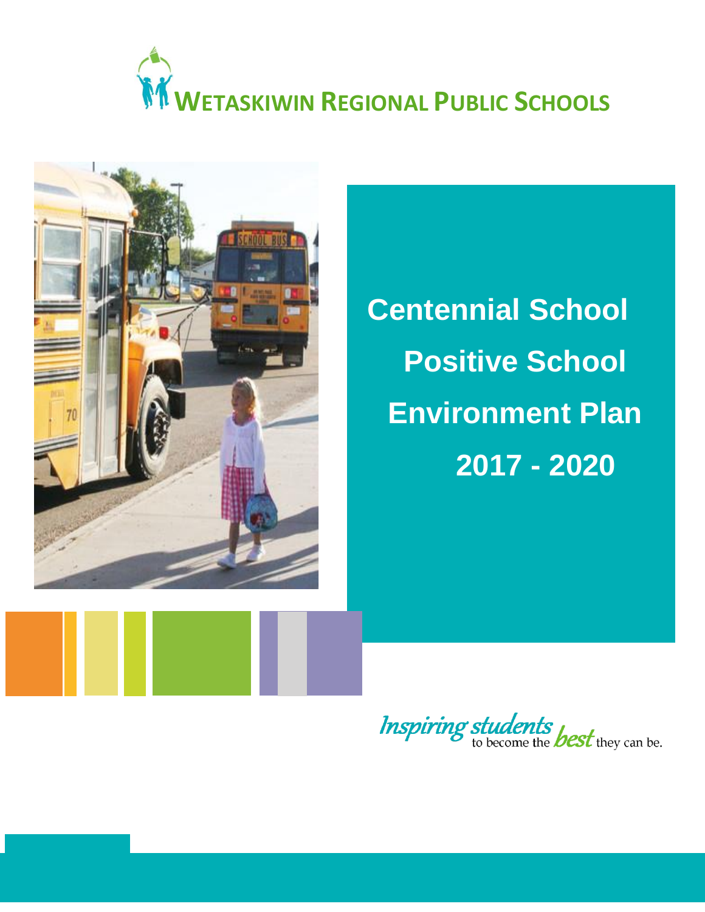**WETASKIWIN REGIONAL PUBLIC SCHOOLS**

# Centennial School Positive School Environment Plan 2017 - 2020

*Inspiring students to become the best they can be.*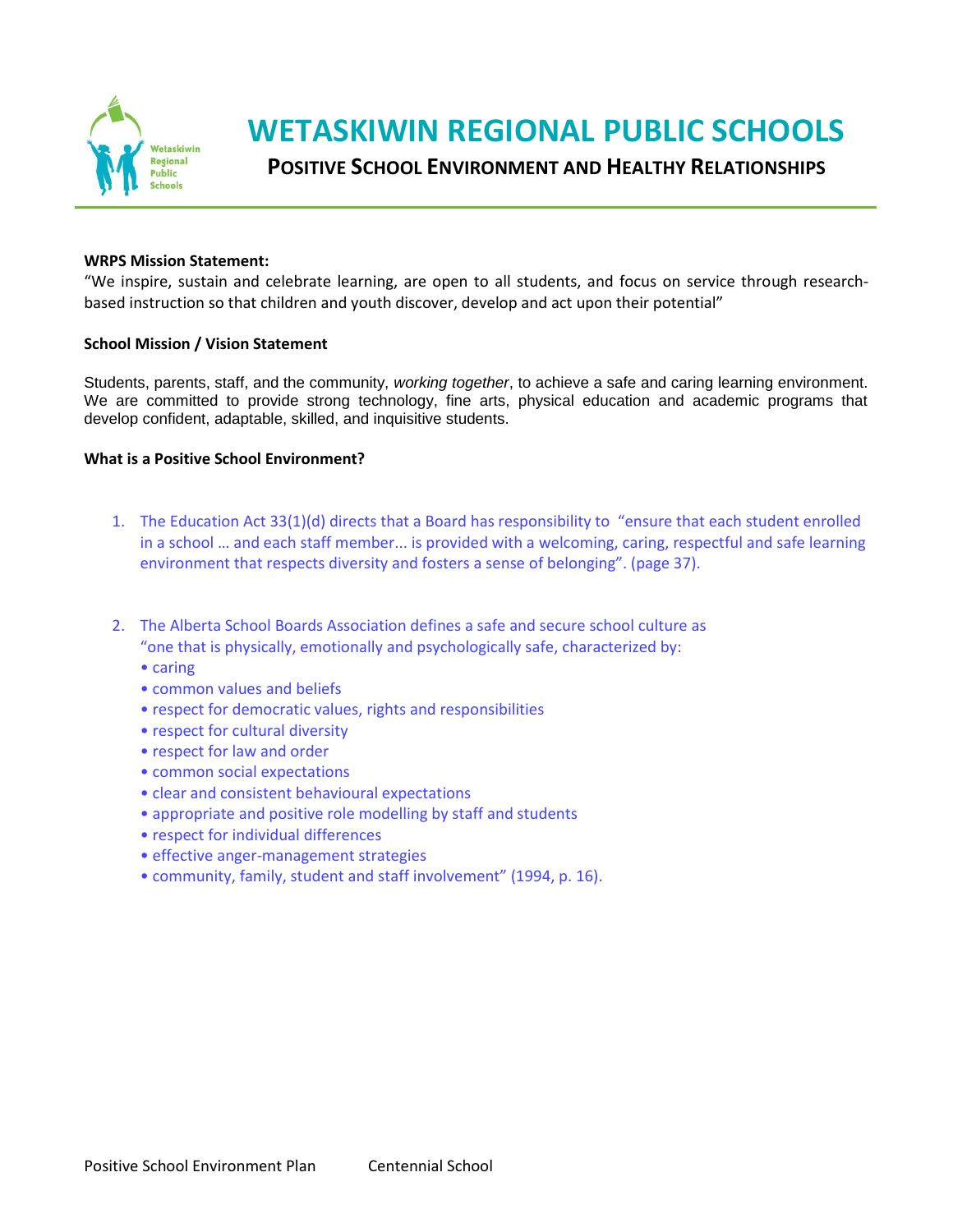# WETASKIWIN REGIONAL PUBLIC SCHOOLS

## POSITIVE SCHOOL ENVIRONMENT AND HEALTHY RELATIONSHIPS

**WRPS Mission Statement:**

"We inspire, sustain and celebrate learning, are open to all students, and focus on service through research-based instruction so that children and youth discover, develop and act upon their potential"

**School Mission / Vision Statement**

Students, parents, staff, and the community, *working together*, to achieve a safe and caring learning environment. We are committed to provide strong technology, fine arts, physical education and academic programs that develop confident, adaptable, skilled, and inquisitive students.

**What is a Positive School Environment?**

1. The Education Act 33(1)(d) directs that a Board has responsibility to "ensure that each student enrolled in a school … and each staff member... is provided with a welcoming, caring, respectful and safe learning environment that respects diversity and fosters a sense of belonging". (page 37).

2. The Alberta School Boards Association defines a safe and secure school culture as "one that is physically, emotionally and psychologically safe, characterized by:
   - caring
   - common values and beliefs
   - respect for democratic values, rights and responsibilities
   - respect for cultural diversity
   - respect for law and order
   - common social expectations
   - clear and consistent behavioural expectations
   - appropriate and positive role modelling by staff and students
   - respect for individual differences
   - effective anger-management strategies
   - community, family, student and staff involvement" (1994, p. 16).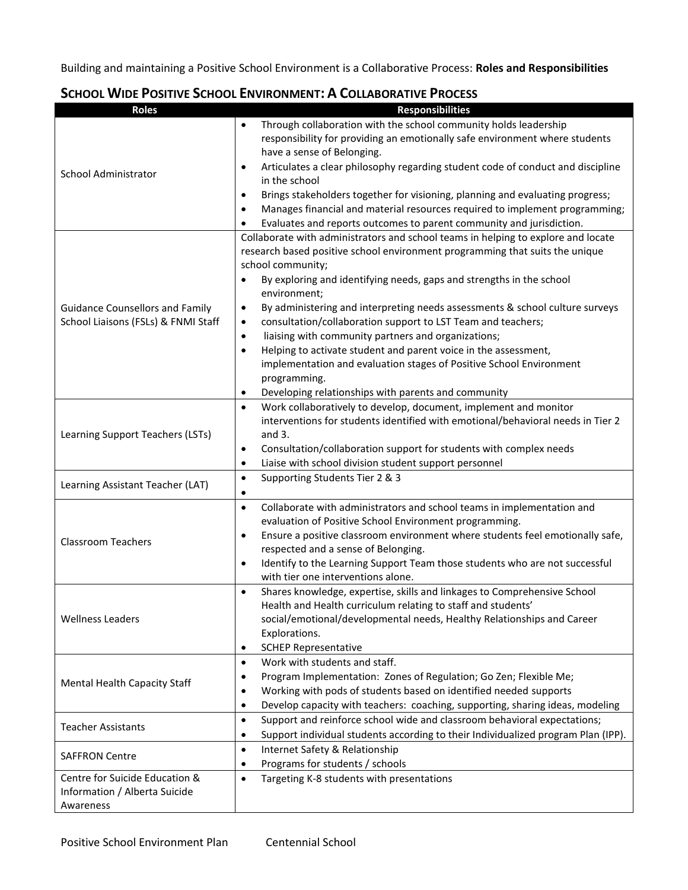Building and maintaining a Positive School Environment is a Collaborative Process: **Roles and Responsibilities**

## SCHOOL WIDE POSITIVE SCHOOL ENVIRONMENT: A COLLABORATIVE PROCESS

| Roles | Responsibilities |
|---|---|
| School Administrator | • Through collaboration with the school community holds leadership responsibility for providing an emotionally safe environment where students have a sense of Belonging.<br>• Articulates a clear philosophy regarding student code of conduct and discipline in the school<br>• Brings stakeholders together for visioning, planning and evaluating progress;<br>• Manages financial and material resources required to implement programming;<br>• Evaluates and reports outcomes to parent community and jurisdiction. |
| Guidance Counsellors and Family School Liaisons (FSLs) & FNMI Staff | Collaborate with administrators and school teams in helping to explore and locate research based positive school environment programming that suits the unique school community;<br>• By exploring and identifying needs, gaps and strengths in the school environment;<br>• By administering and interpreting needs assessments & school culture surveys<br>• consultation/collaboration support to LST Team and teachers;<br>• liaising with community partners and organizations;<br>• Helping to activate student and parent voice in the assessment, implementation and evaluation stages of Positive School Environment programming.<br>• Developing relationships with parents and community |
| Learning Support Teachers (LSTs) | • Work collaboratively to develop, document, implement and monitor interventions for students identified with emotional/behavioral needs in Tier 2 and 3.<br>• Consultation/collaboration support for students with complex needs<br>• Liaise with school division student support personnel |
| Learning Assistant Teacher (LAT) | • Supporting Students Tier 2 & 3<br>• |
| Classroom Teachers | • Collaborate with administrators and school teams in implementation and evaluation of Positive School Environment programming.<br>• Ensure a positive classroom environment where students feel emotionally safe, respected and a sense of Belonging.<br>• Identify to the Learning Support Team those students who are not successful with tier one interventions alone. |
| Wellness Leaders | • Shares knowledge, expertise, skills and linkages to Comprehensive School Health and Health curriculum relating to staff and students' social/emotional/developmental needs, Healthy Relationships and Career Explorations.<br>• SCHEP Representative |
| Mental Health Capacity Staff | • Work with students and staff.<br>• Program Implementation: Zones of Regulation; Go Zen; Flexible Me;<br>• Working with pods of students based on identified needed supports<br>• Develop capacity with teachers: coaching, supporting, sharing ideas, modeling |
| Teacher Assistants | • Support and reinforce school wide and classroom behavioral expectations;<br>• Support individual students according to their Individualized program Plan (IPP). |
| SAFFRON Centre | • Internet Safety & Relationship<br>• Programs for students / schools |
| Centre for Suicide Education & Information / Alberta Suicide Awareness | • Targeting K-8 students with presentations |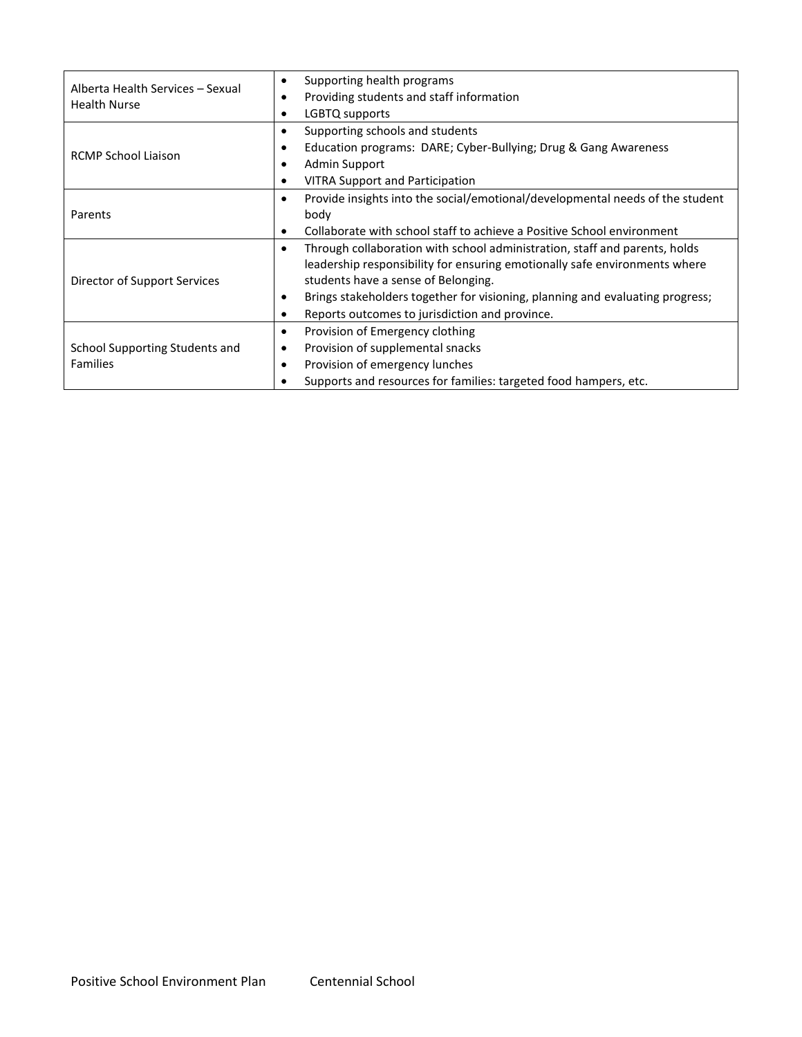| | |
|---|---|
| Alberta Health Services – Sexual Health Nurse | • Supporting health programs<br>• Providing students and staff information<br>• LGBTQ supports |
| RCMP School Liaison | • Supporting schools and students<br>• Education programs: DARE; Cyber-Bullying; Drug & Gang Awareness<br>• Admin Support<br>• VITRA Support and Participation |
| Parents | • Provide insights into the social/emotional/developmental needs of the student body<br>• Collaborate with school staff to achieve a Positive School environment |
| Director of Support Services | • Through collaboration with school administration, staff and parents, holds leadership responsibility for ensuring emotionally safe environments where students have a sense of Belonging.<br>• Brings stakeholders together for visioning, planning and evaluating progress;<br>• Reports outcomes to jurisdiction and province. |
| School Supporting Students and Families | • Provision of Emergency clothing<br>• Provision of supplemental snacks<br>• Provision of emergency lunches<br>• Supports and resources for families: targeted food hampers, etc. |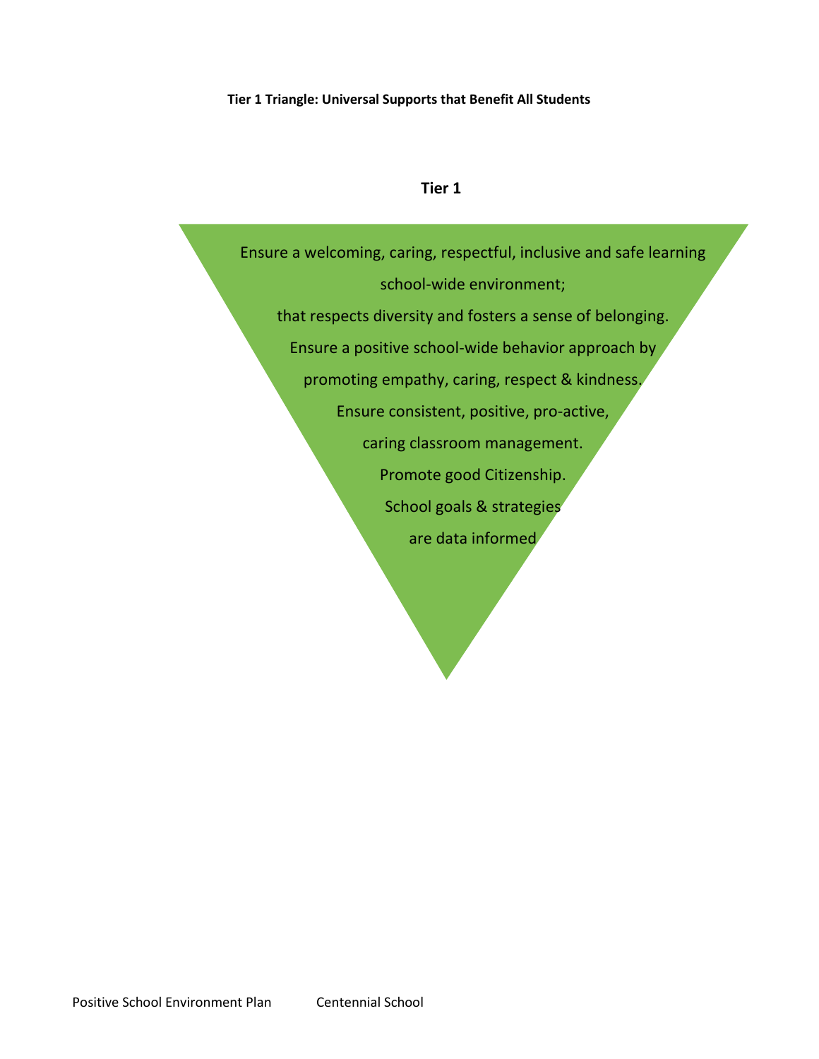**Tier 1 Triangle: Universal Supports that Benefit All Students**

**Tier 1**

Ensure a welcoming, caring, respectful, inclusive and safe learning school-wide environment;

that respects diversity and fosters a sense of belonging.

Ensure a positive school-wide behavior approach by promoting empathy, caring, respect & kindness.

Ensure consistent, positive, pro-active, caring classroom management.

Promote good Citizenship.

School goals & strategies are data informed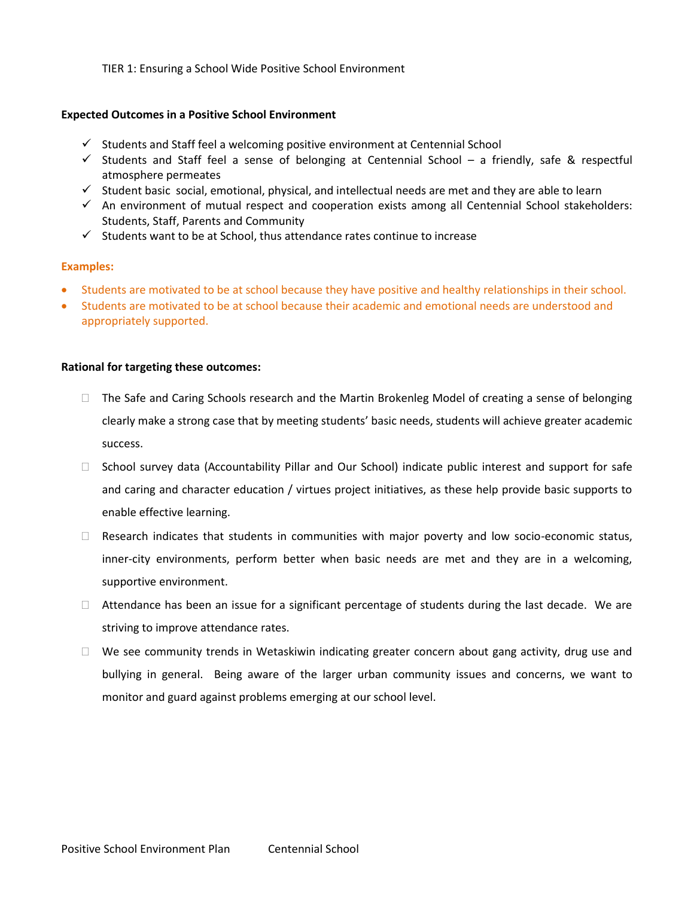TIER 1: Ensuring a School Wide Positive School Environment

**Expected Outcomes in a Positive School Environment**

- ✓ Students and Staff feel a welcoming positive environment at Centennial School
- ✓ Students and Staff feel a sense of belonging at Centennial School – a friendly, safe & respectful atmosphere permeates
- ✓ Student basic social, emotional, physical, and intellectual needs are met and they are able to learn
- ✓ An environment of mutual respect and cooperation exists among all Centennial School stakeholders: Students, Staff, Parents and Community
- ✓ Students want to be at School, thus attendance rates continue to increase

**Examples:**

- Students are motivated to be at school because they have positive and healthy relationships in their school.
- Students are motivated to be at school because their academic and emotional needs are understood and appropriately supported.

**Rational for targeting these outcomes:**

- The Safe and Caring Schools research and the Martin Brokenleg Model of creating a sense of belonging clearly make a strong case that by meeting students' basic needs, students will achieve greater academic success.
- School survey data (Accountability Pillar and Our School) indicate public interest and support for safe and caring and character education / virtues project initiatives, as these help provide basic supports to enable effective learning.
- Research indicates that students in communities with major poverty and low socio-economic status, inner-city environments, perform better when basic needs are met and they are in a welcoming, supportive environment.
- Attendance has been an issue for a significant percentage of students during the last decade. We are striving to improve attendance rates.
- We see community trends in Wetaskiwin indicating greater concern about gang activity, drug use and bullying in general. Being aware of the larger urban community issues and concerns, we want to monitor and guard against problems emerging at our school level.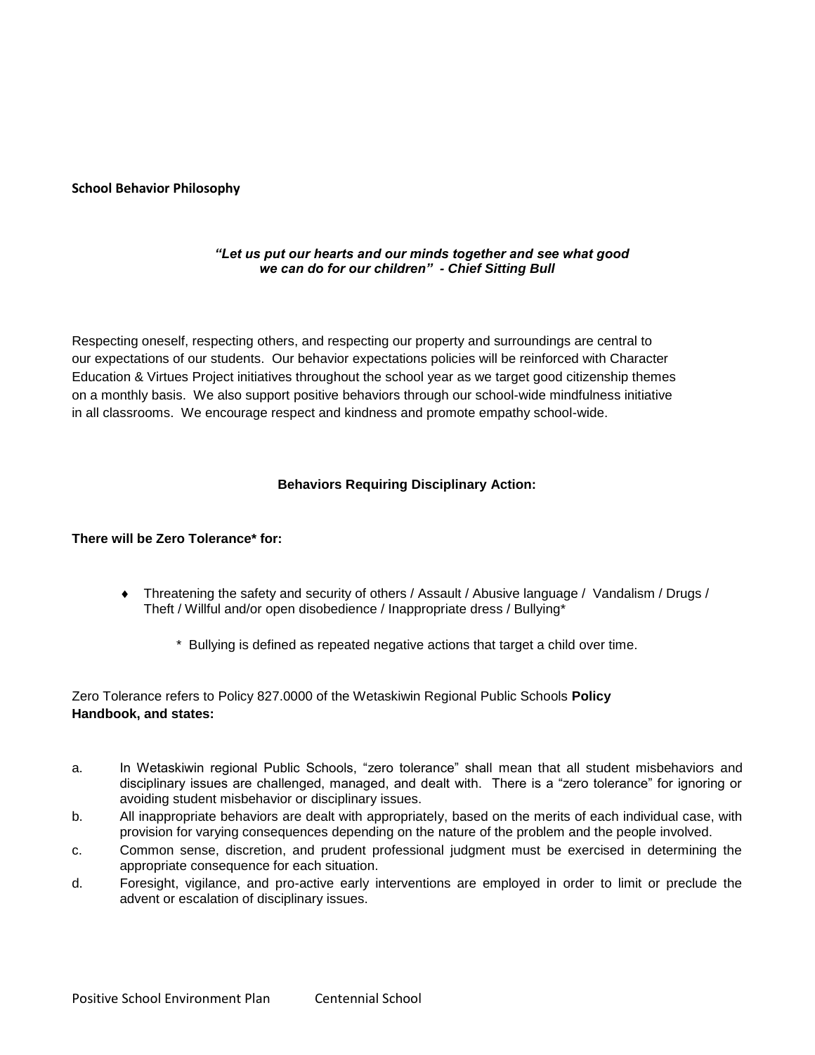**School Behavior Philosophy**

***"Let us put our hearts and our minds together and see what good we can do for our children" - Chief Sitting Bull***

Respecting oneself, respecting others, and respecting our property and surroundings are central to our expectations of our students. Our behavior expectations policies will be reinforced with Character Education & Virtues Project initiatives throughout the school year as we target good citizenship themes on a monthly basis. We also support positive behaviors through our school-wide mindfulness initiative in all classrooms. We encourage respect and kindness and promote empathy school-wide.

**Behaviors Requiring Disciplinary Action:**

**There will be Zero Tolerance* for:**

- Threatening the safety and security of others / Assault / Abusive language / Vandalism / Drugs / Theft / Willful and/or open disobedience / Inappropriate dress / Bullying*

  \* Bullying is defined as repeated negative actions that target a child over time.

Zero Tolerance refers to Policy 827.0000 of the Wetaskiwin Regional Public Schools **Policy Handbook, and states:**

a. In Wetaskiwin regional Public Schools, "zero tolerance" shall mean that all student misbehaviors and disciplinary issues are challenged, managed, and dealt with. There is a "zero tolerance" for ignoring or avoiding student misbehavior or disciplinary issues.

b. All inappropriate behaviors are dealt with appropriately, based on the merits of each individual case, with provision for varying consequences depending on the nature of the problem and the people involved.

c. Common sense, discretion, and prudent professional judgment must be exercised in determining the appropriate consequence for each situation.

d. Foresight, vigilance, and pro-active early interventions are employed in order to limit or preclude the advent or escalation of disciplinary issues.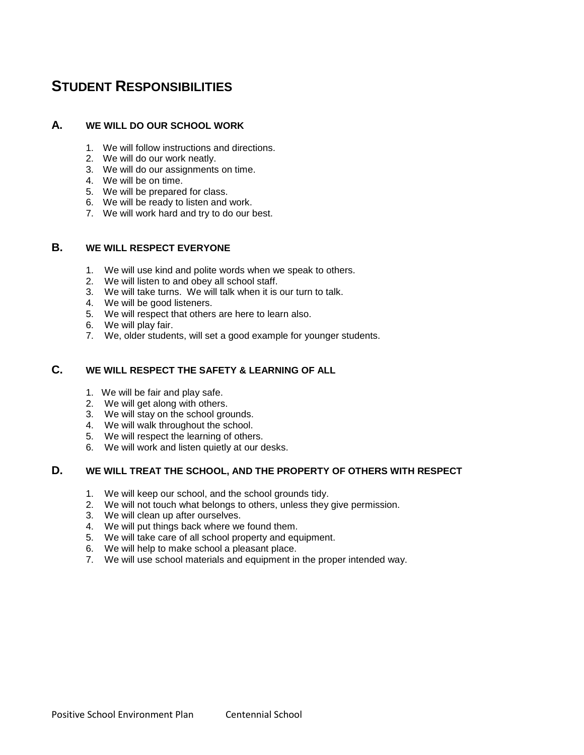# STUDENT RESPONSIBILITIES

## A. WE WILL DO OUR SCHOOL WORK

1. We will follow instructions and directions.
2. We will do our work neatly.
3. We will do our assignments on time.
4. We will be on time.
5. We will be prepared for class.
6. We will be ready to listen and work.
7. We will work hard and try to do our best.

## B. WE WILL RESPECT EVERYONE

1. We will use kind and polite words when we speak to others.
2. We will listen to and obey all school staff.
3. We will take turns. We will talk when it is our turn to talk.
4. We will be good listeners.
5. We will respect that others are here to learn also.
6. We will play fair.
7. We, older students, will set a good example for younger students.

## C. WE WILL RESPECT THE SAFETY & LEARNING OF ALL

1. We will be fair and play safe.
2. We will get along with others.
3. We will stay on the school grounds.
4. We will walk throughout the school.
5. We will respect the learning of others.
6. We will work and listen quietly at our desks.

## D. WE WILL TREAT THE SCHOOL, AND THE PROPERTY OF OTHERS WITH RESPECT

1. We will keep our school, and the school grounds tidy.
2. We will not touch what belongs to others, unless they give permission.
3. We will clean up after ourselves.
4. We will put things back where we found them.
5. We will take care of all school property and equipment.
6. We will help to make school a pleasant place.
7. We will use school materials and equipment in the proper intended way.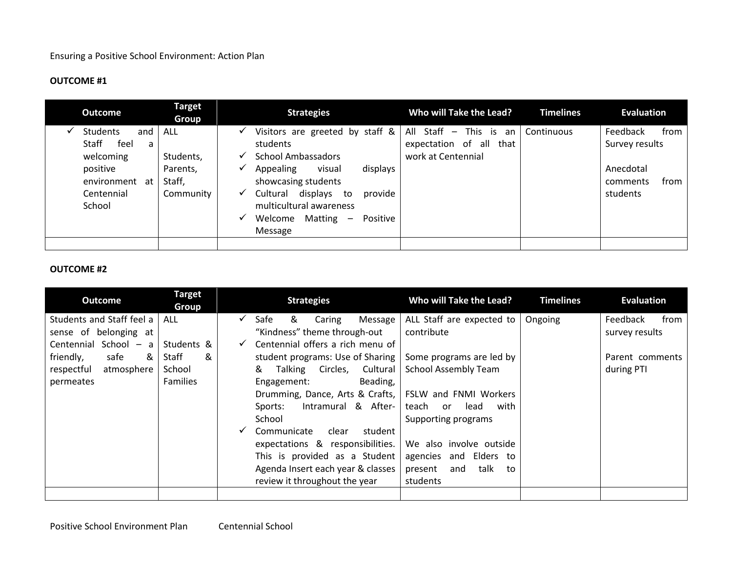Ensuring a Positive School Environment: Action Plan

**OUTCOME #1**

| Outcome | Target Group | Strategies | Who will Take the Lead? | Timelines | Evaluation |
|---|---|---|---|---|---|
| ✓ Students and Staff feel a welcoming positive environment at Centennial School | ALL<br><br>Students, Parents, Staff, Community | ✓ Visitors are greeted by staff & students<br>✓ School Ambassadors<br>✓ Appealing visual displays showcasing students<br>✓ Cultural displays to provide multicultural awareness<br>✓ Welcome Matting – Positive Message | All Staff – This is an expectation of all that work at Centennial | Continuous | Feedback from Survey results<br><br>Anecdotal comments from students |
| | | | | | |

**OUTCOME #2**

| Outcome | Target Group | Strategies | Who will Take the Lead? | Timelines | Evaluation |
|---|---|---|---|---|---|
| Students and Staff feel a sense of belonging at Centennial School – a friendly, safe & respectful atmosphere permeates | ALL<br><br>Students & Staff & School Families | ✓ Safe & Caring Message "Kindness" theme through-out<br>✓ Centennial offers a rich menu of student programs: Use of Sharing & Talking Circles, Cultural Engagement: Beading, Drumming, Dance, Arts & Crafts, Sports: Intramural & After-School<br>✓ Communicate clear student expectations & responsibilities. This is provided as a Student Agenda Insert each year & classes review it throughout the year | ALL Staff are expected to contribute<br><br>Some programs are led by School Assembly Team<br><br>FSLW and FNMI Workers teach or lead with Supporting programs<br><br>We also involve outside agencies and Elders to present and talk to students | Ongoing | Feedback from survey results<br><br>Parent comments during PTI |
| | | | | | |

Positive School Environment Plan Centennial School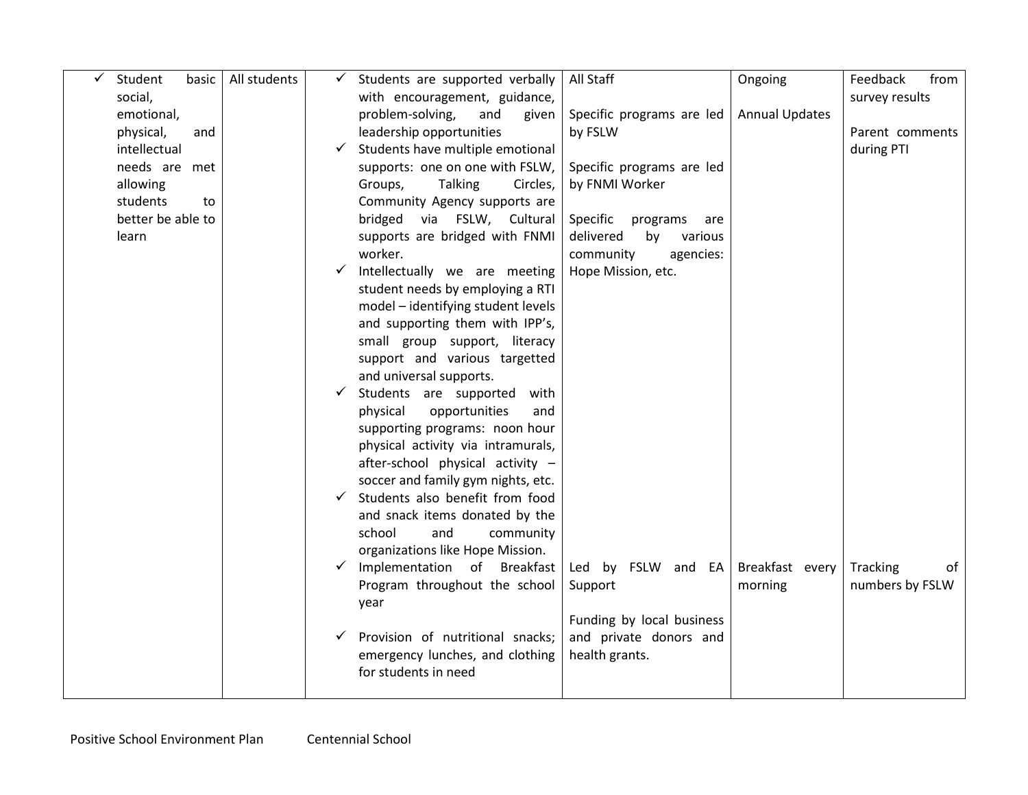| | | | | | |
|---|---|---|---|---|---|
| ✓ Student basic social, emotional, physical, and intellectual needs are met allowing students to better be able to learn | All students | ✓ Students are supported verbally with encouragement, guidance, problem-solving, and given leadership opportunities<br>✓ Students have multiple emotional supports: one on one with FSLW, Groups, Talking Circles, Community Agency supports are bridged via FSLW, Cultural supports are bridged with FNMI worker.<br>✓ Intellectually we are meeting student needs by employing a RTI model – identifying student levels and supporting them with IPP's, small group support, literacy support and various targetted and universal supports.<br>✓ Students are supported with physical opportunities and supporting programs: noon hour physical activity via intramurals, after-school physical activity – soccer and family gym nights, etc.<br>✓ Students also benefit from food and snack items donated by the school and community organizations like Hope Mission. | All Staff<br><br>Specific programs are led by FSLW<br><br>Specific programs are led by FNMI Worker<br><br>Specific programs are delivered by various community agencies: Hope Mission, etc. | Ongoing<br><br>Annual Updates | Feedback from survey results<br><br>Parent comments during PTI |
| | | ✓ Implementation of Breakfast Program throughout the school year<br><br>✓ Provision of nutritional snacks; emergency lunches, and clothing for students in need | Led by FSLW and EA Support<br><br>Funding by local business and private donors and health grants. | Breakfast every morning | Tracking of numbers by FSLW |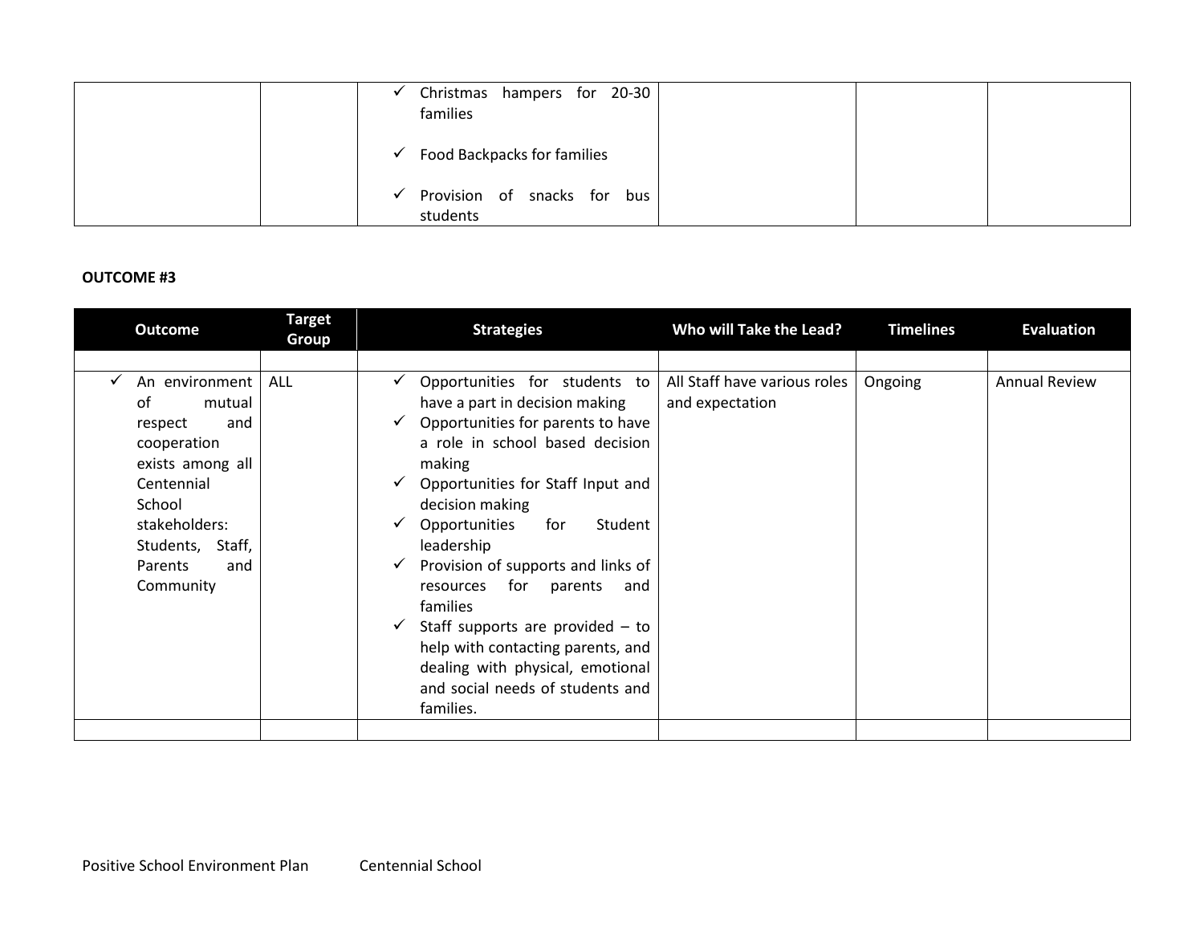| | | | | | |
|---|---|---|---|---|---|
| | | ✓ Christmas hampers for 20-30 families<br><br>✓ Food Backpacks for families<br><br>✓ Provision of snacks for bus students | | | |

**OUTCOME #3**

| Outcome | Target Group | Strategies | Who will Take the Lead? | Timelines | Evaluation |
|---|---|---|---|---|---|
| | | | | | |
| ✓ An environment of mutual respect and cooperation exists among all Centennial School stakeholders: Students, Staff, Parents and Community | ALL | ✓ Opportunities for students to have a part in decision making<br>✓ Opportunities for parents to have a role in school based decision making<br>✓ Opportunities for Staff Input and decision making<br>✓ Opportunities for Student leadership<br>✓ Provision of supports and links of resources for parents and families<br>✓ Staff supports are provided – to help with contacting parents, and dealing with physical, emotional and social needs of students and families. | All Staff have various roles and expectation | Ongoing | Annual Review |
| | | | | | |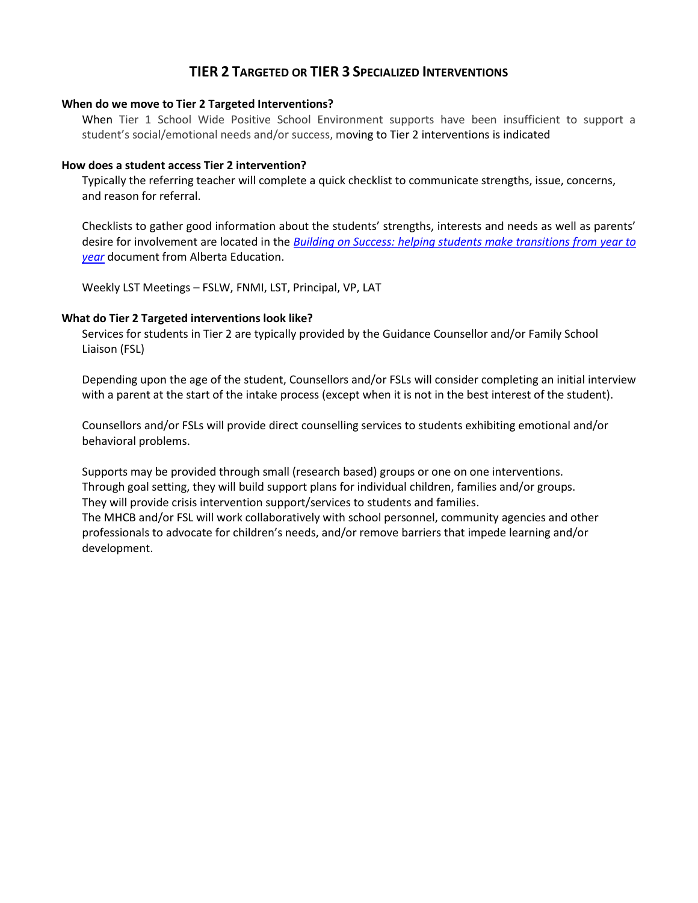# TIER 2 TARGETED OR TIER 3 SPECIALIZED INTERVENTIONS

**When do we move to Tier 2 Targeted Interventions?**

When Tier 1 School Wide Positive School Environment supports have been insufficient to support a student's social/emotional needs and/or success, moving to Tier 2 interventions is indicated

**How does a student access Tier 2 intervention?**

Typically the referring teacher will complete a quick checklist to communicate strengths, issue, concerns, and reason for referral.

Checklists to gather good information about the students' strengths, interests and needs as well as parents' desire for involvement are located in the *Building on Success: helping students make transitions from year to year* document from Alberta Education.

Weekly LST Meetings – FSLW, FNMI, LST, Principal, VP, LAT

**What do Tier 2 Targeted interventions look like?**

Services for students in Tier 2 are typically provided by the Guidance Counsellor and/or Family School Liaison (FSL)

Depending upon the age of the student, Counsellors and/or FSLs will consider completing an initial interview with a parent at the start of the intake process (except when it is not in the best interest of the student).

Counsellors and/or FSLs will provide direct counselling services to students exhibiting emotional and/or behavioral problems.

Supports may be provided through small (research based) groups or one on one interventions.
Through goal setting, they will build support plans for individual children, families and/or groups.
They will provide crisis intervention support/services to students and families.
The MHCB and/or FSL will work collaboratively with school personnel, community agencies and other professionals to advocate for children's needs, and/or remove barriers that impede learning and/or development.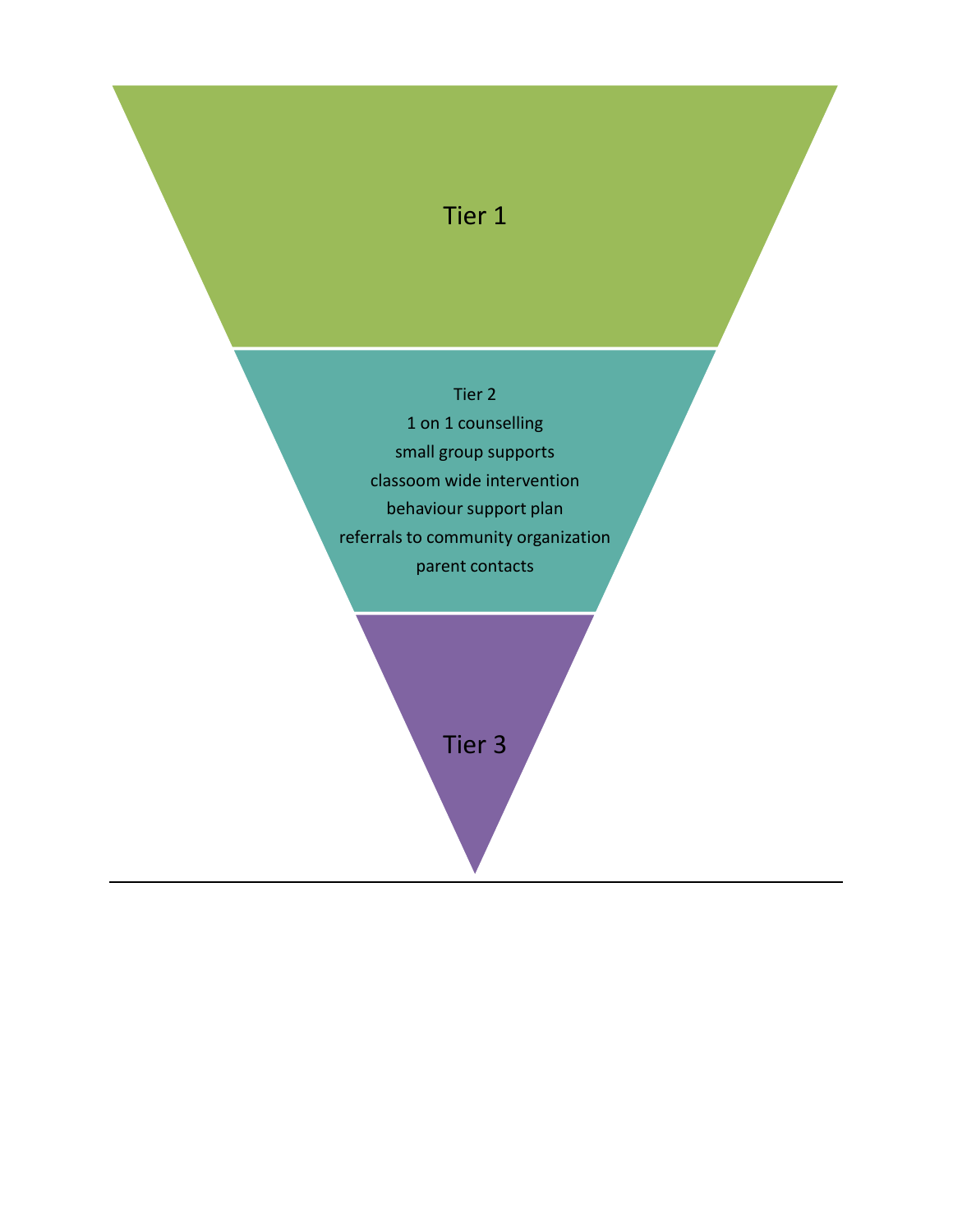Tier 1

Tier 2

1 on 1 counselling

small group supports

classoom wide intervention

behaviour support plan

referrals to community organization

parent contacts

Tier 3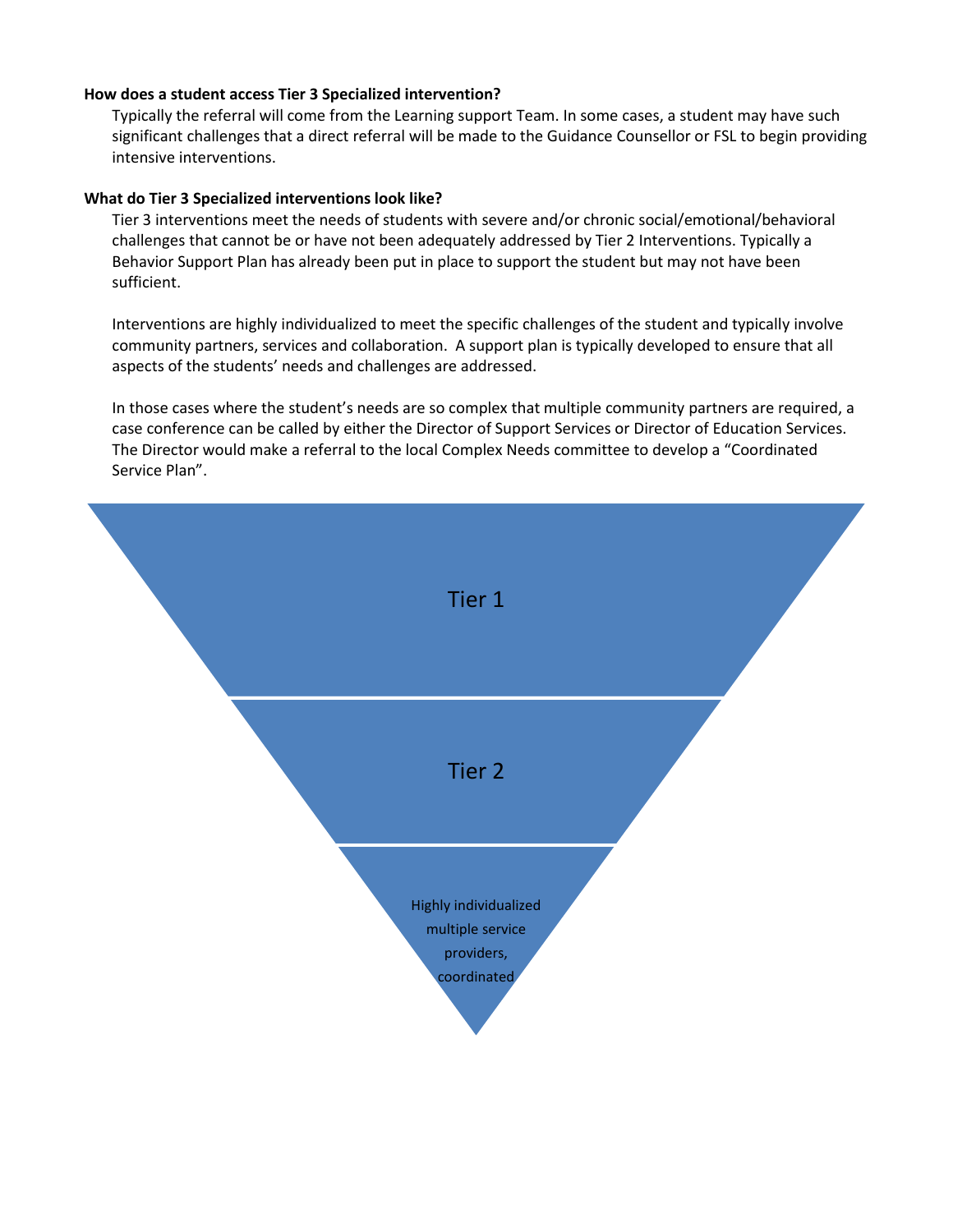**How does a student access Tier 3 Specialized intervention?**

Typically the referral will come from the Learning support Team. In some cases, a student may have such significant challenges that a direct referral will be made to the Guidance Counsellor or FSL to begin providing intensive interventions.

**What do Tier 3 Specialized interventions look like?**

Tier 3 interventions meet the needs of students with severe and/or chronic social/emotional/behavioral challenges that cannot be or have not been adequately addressed by Tier 2 Interventions. Typically a Behavior Support Plan has already been put in place to support the student but may not have been sufficient.

Interventions are highly individualized to meet the specific challenges of the student and typically involve community partners, services and collaboration. A support plan is typically developed to ensure that all aspects of the students' needs and challenges are addressed.

In those cases where the student's needs are so complex that multiple community partners are required, a case conference can be called by either the Director of Support Services or Director of Education Services. The Director would make a referral to the local Complex Needs committee to develop a "Coordinated Service Plan".

Tier 1

Tier 2

Highly individualized multiple service providers, coordinated